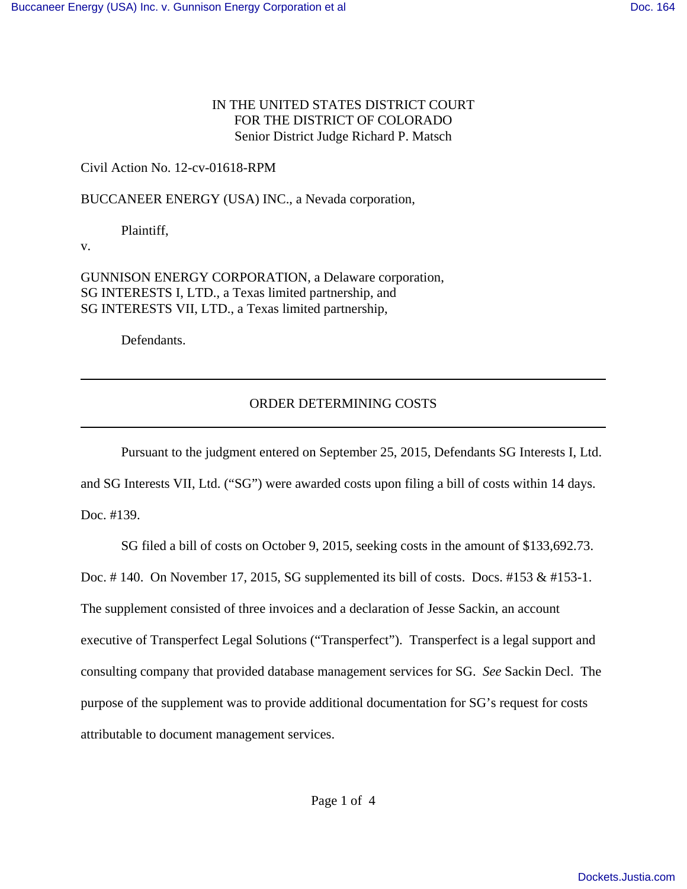IN THE UNITED STATES DISTRICT COURT
FOR THE DISTRICT OF COLORADO
Senior District Judge Richard P. Matsch

Civil Action No. 12-cv-01618-RPM

BUCCANEER ENERGY (USA) INC., a Nevada corporation,

Plaintiff,

v.

GUNNISON ENERGY CORPORATION, a Delaware corporation,
SG INTERESTS I, LTD., a Texas limited partnership, and
SG INTERESTS VII, LTD., a Texas limited partnership,

Defendants.

---

## ORDER DETERMINING COSTS

---

Pursuant to the judgment entered on September 25, 2015, Defendants SG Interests I, Ltd. and SG Interests VII, Ltd. ("SG") were awarded costs upon filing a bill of costs within 14 days. Doc. #139.

SG filed a bill of costs on October 9, 2015, seeking costs in the amount of $133,692.73. Doc. # 140. On November 17, 2015, SG supplemented its bill of costs. Docs. #153 & #153-1. The supplement consisted of three invoices and a declaration of Jesse Sackin, an account executive of Transperfect Legal Solutions ("Transperfect"). Transperfect is a legal support and consulting company that provided database management services for SG. *See* Sackin Decl. The purpose of the supplement was to provide additional documentation for SG's request for costs attributable to document management services.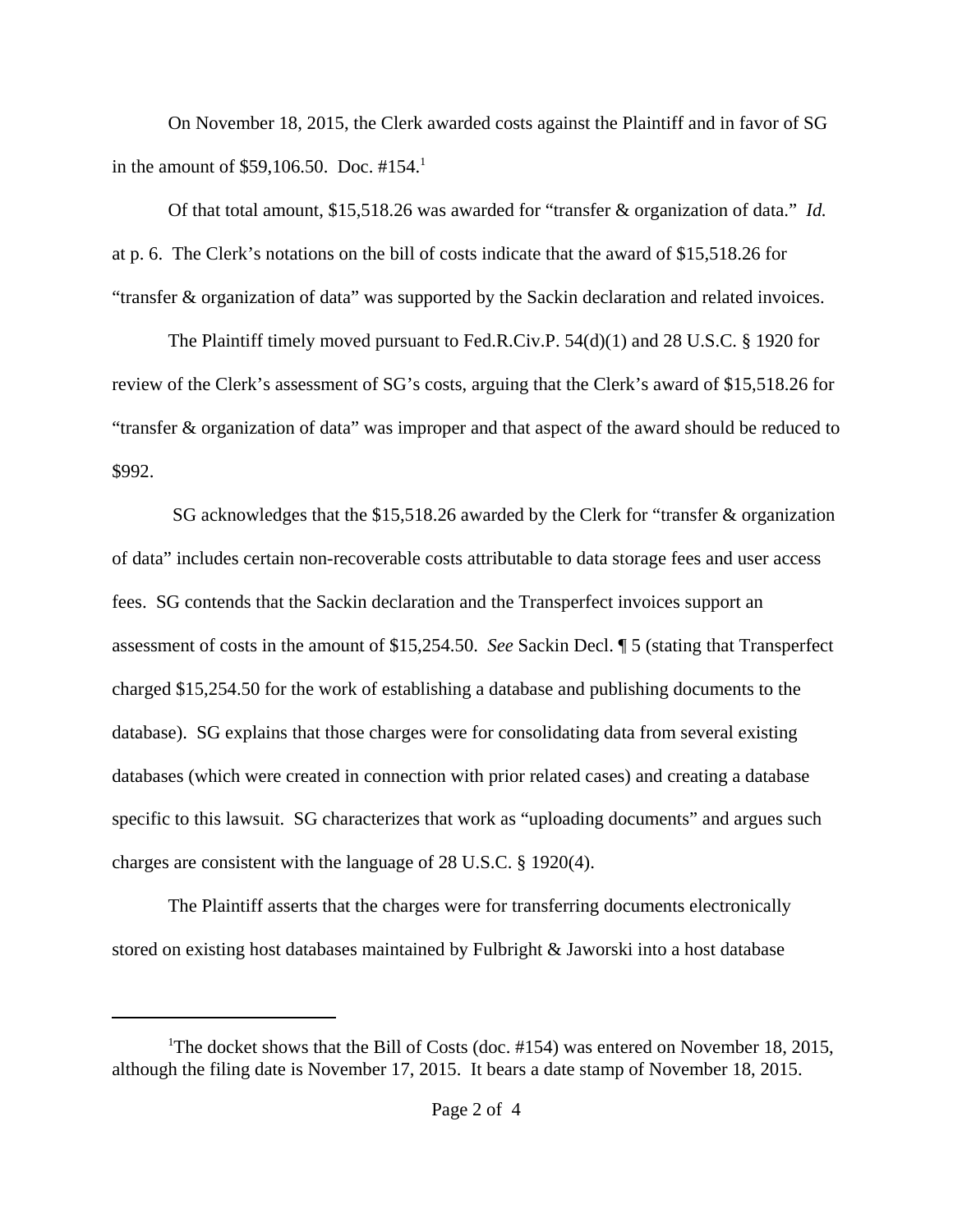On November 18, 2015, the Clerk awarded costs against the Plaintiff and in favor of SG in the amount of $59,106.50. Doc. #154.[1]

Of that total amount, $15,518.26 was awarded for "transfer & organization of data." *Id.* at p. 6. The Clerk's notations on the bill of costs indicate that the award of $15,518.26 for "transfer & organization of data" was supported by the Sackin declaration and related invoices.

The Plaintiff timely moved pursuant to Fed.R.Civ.P. 54(d)(1) and 28 U.S.C. § 1920 for review of the Clerk's assessment of SG's costs, arguing that the Clerk's award of $15,518.26 for "transfer & organization of data" was improper and that aspect of the award should be reduced to $992.

SG acknowledges that the $15,518.26 awarded by the Clerk for "transfer & organization of data" includes certain non-recoverable costs attributable to data storage fees and user access fees. SG contends that the Sackin declaration and the Transperfect invoices support an assessment of costs in the amount of $15,254.50. *See* Sackin Decl. ¶ 5 (stating that Transperfect charged $15,254.50 for the work of establishing a database and publishing documents to the database). SG explains that those charges were for consolidating data from several existing databases (which were created in connection with prior related cases) and creating a database specific to this lawsuit. SG characterizes that work as "uploading documents" and argues such charges are consistent with the language of 28 U.S.C. § 1920(4).

The Plaintiff asserts that the charges were for transferring documents electronically stored on existing host databases maintained by Fulbright & Jaworski into a host database

[1] The docket shows that the Bill of Costs (doc. #154) was entered on November 18, 2015, although the filing date is November 17, 2015. It bears a date stamp of November 18, 2015.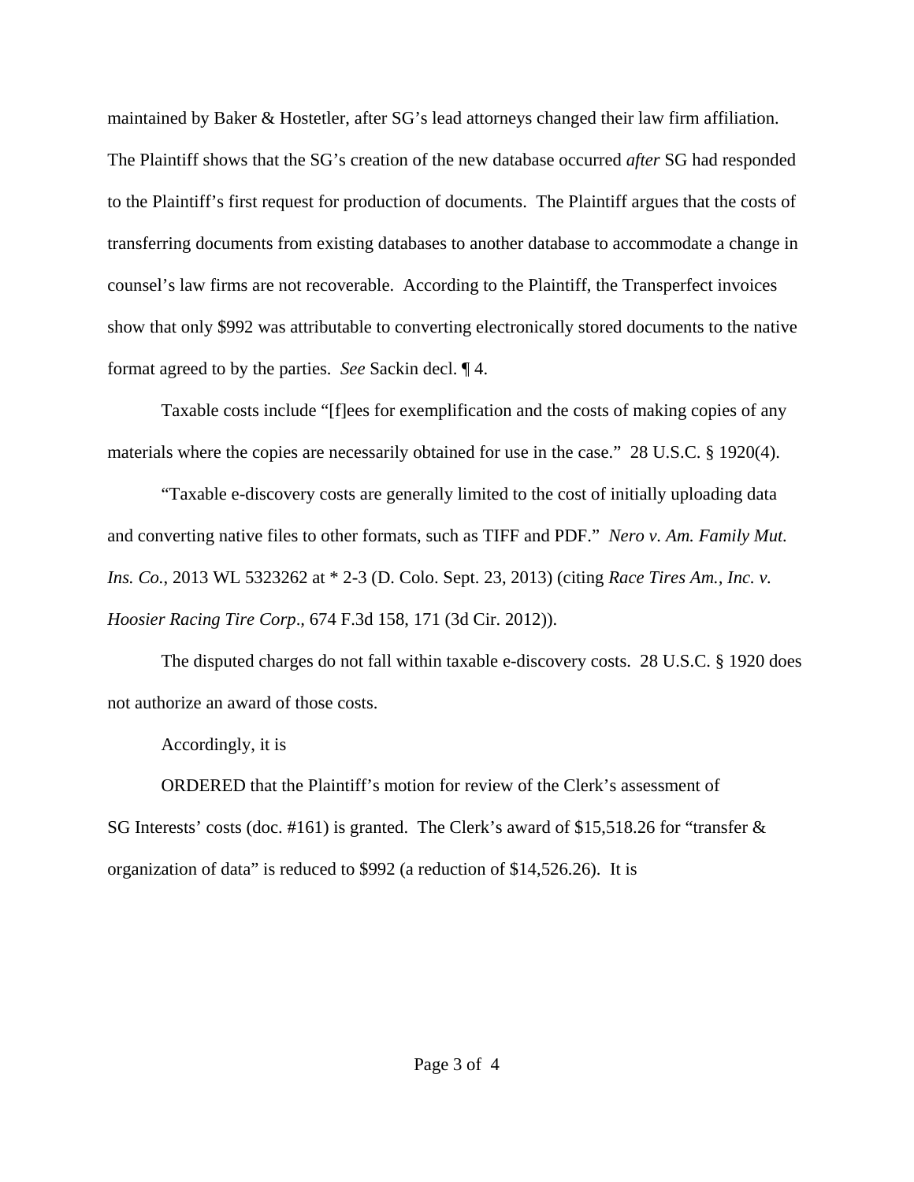maintained by Baker & Hostetler, after SG's lead attorneys changed their law firm affiliation. The Plaintiff shows that the SG's creation of the new database occurred *after* SG had responded to the Plaintiff's first request for production of documents. The Plaintiff argues that the costs of transferring documents from existing databases to another database to accommodate a change in counsel's law firms are not recoverable. According to the Plaintiff, the Transperfect invoices show that only $992 was attributable to converting electronically stored documents to the native format agreed to by the parties. *See* Sackin decl. ¶ 4.

Taxable costs include "[f]ees for exemplification and the costs of making copies of any materials where the copies are necessarily obtained for use in the case." 28 U.S.C. § 1920(4).

"Taxable e-discovery costs are generally limited to the cost of initially uploading data and converting native files to other formats, such as TIFF and PDF." *Nero v. Am. Family Mut. Ins. Co.*, 2013 WL 5323262 at * 2-3 (D. Colo. Sept. 23, 2013) (citing *Race Tires Am., Inc. v. Hoosier Racing Tire Corp*., 674 F.3d 158, 171 (3d Cir. 2012)).

The disputed charges do not fall within taxable e-discovery costs. 28 U.S.C. § 1920 does not authorize an award of those costs.

Accordingly, it is

ORDERED that the Plaintiff's motion for review of the Clerk's assessment of SG Interests' costs (doc. #161) is granted. The Clerk's award of $15,518.26 for "transfer & organization of data" is reduced to $992 (a reduction of $14,526.26). It is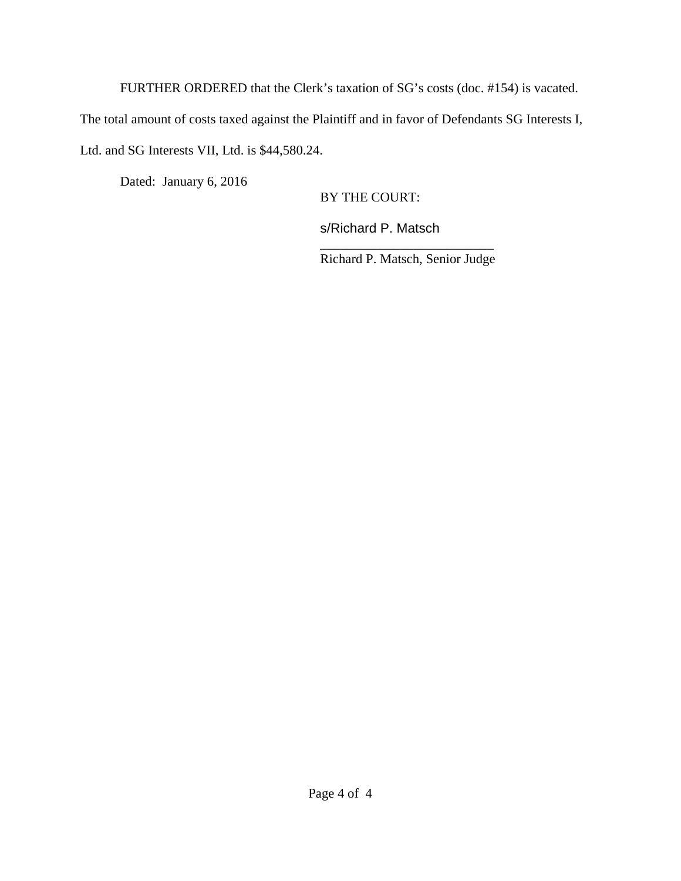FURTHER ORDERED that the Clerk's taxation of SG's costs (doc. #154) is vacated. The total amount of costs taxed against the Plaintiff and in favor of Defendants SG Interests I, Ltd. and SG Interests VII, Ltd. is $44,580.24.

Dated: January 6, 2016

BY THE COURT:

s/Richard P. Matsch

Richard P. Matsch, Senior Judge